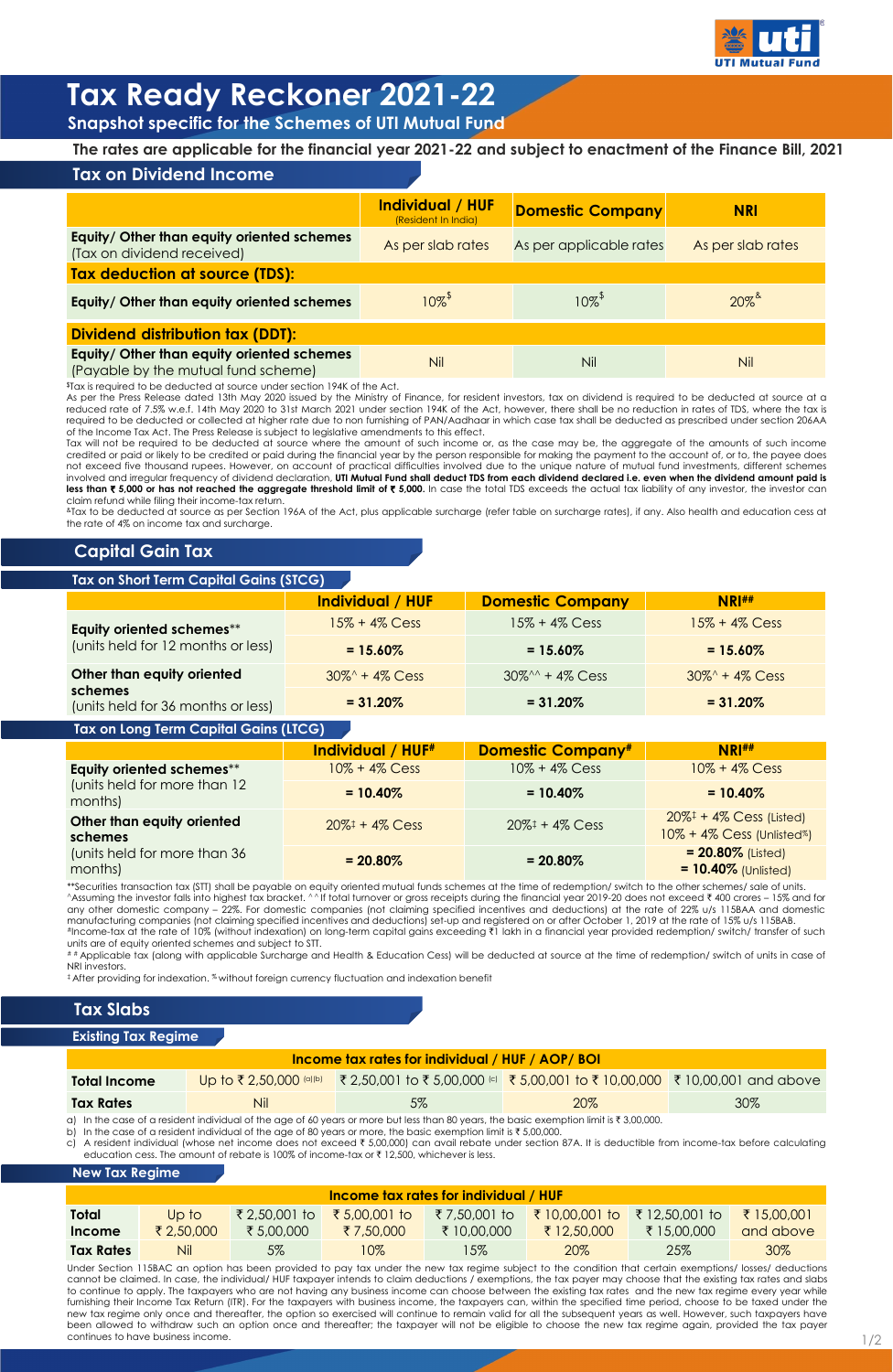# Tax Ready Reckoner 2021-22

**Snapshot specific for the Schemes of UTI Mutual Fund**

**The rates are applicable for the financial year 2021-22 and subject to enactment of the Finance Bill, 2021**

## Tax on Dividend Income

| | Individual / HUF (Resident In India) | Domestic Company | NRI |
|---|---|---|---|
| **Equity/ Other than equity oriented schemes** (Tax on dividend received) | As per slab rates | As per applicable rates | As per slab rates |
| **Tax deduction at source (TDS):** | | | |
| **Equity/ Other than equity oriented schemes** | 10%$ | 10%$ | 20%& |
| **Dividend distribution tax (DDT):** | | | |
| **Equity/ Other than equity oriented schemes** (Payable by the mutual fund scheme) | Nil | Nil | Nil |

$Tax is required to be deducted at source under section 194K of the Act.
As per the Press Release dated 13th May 2020 issued by the Ministry of Finance, for resident investors, tax on dividend is required to be deducted at source at a reduced rate of 7.5% w.e.f. 14th May 2020 to 31st March 2021 under section 194K of the Act, however, there shall be no reduction in rates of TDS, where the tax is required to be deducted or collected at higher rate due to non furnishing of PAN/Aadhaar in which case tax shall be deducted as prescribed under section 206AA of the Income Tax Act. The Press Release is subject to legislative amendments to this effect.
Tax will not be required to be deducted at source where the amount of such income or, as the case may be, the aggregate of the amounts of such income credited or paid or likely to be credited or paid during the financial year by the person responsible for making the payment to the account of, or to, the payee does not exceed five thousand rupees. However, on account of practical difficulties involved due to the unique nature of mutual fund investments, different schemes involved and irregular frequency of dividend declaration, **UTI Mutual Fund shall deduct TDS from each dividend declared i.e. even when the dividend amount paid is less than ₹ 5,000 or has not reached the aggregate threshold limit of ₹ 5,000.** In case the total TDS exceeds the actual tax liability of any investor, the investor can claim refund while filing their income-tax return.
&Tax to be deducted at source as per Section 196A of the Act, plus applicable surcharge (refer table on surcharge rates), if any. Also health and education cess at the rate of 4% on income tax and surcharge.

## Capital Gain Tax

### Tax on Short Term Capital Gains (STCG)

| | Individual / HUF | Domestic Company | NRI## |
|---|---|---|---|
| **Equity oriented schemes**** (units held for 12 months or less) | 15% + 4% Cess | 15% + 4% Cess | 15% + 4% Cess |
| | **= 15.60%** | **= 15.60%** | **= 15.60%** |
| **Other than equity oriented schemes** (units held for 36 months or less) | 30%^ + 4% Cess | 30%^^ + 4% Cess | 30%^ + 4% Cess |
| | **= 31.20%** | **= 31.20%** | **= 31.20%** |

### Tax on Long Term Capital Gains (LTCG)

| | Individual / HUF# | Domestic Company# | NRI## |
|---|---|---|---|
| **Equity oriented schemes**** (units held for more than 12 months) | 10% + 4% Cess | 10% + 4% Cess | 10% + 4% Cess |
| | **= 10.40%** | **= 10.40%** | **= 10.40%** |
| **Other than equity oriented schemes** (units held for more than 36 months) | 20%‡ + 4% Cess | 20%‡ + 4% Cess | 20%‡ + 4% Cess (Listed) 10% + 4% Cess (Unlisted%) |
| | **= 20.80%** | **= 20.80%** | **= 20.80%** (Listed) **= 10.40%** (Unlisted) |

**Securities transaction tax (STT) shall be payable on equity oriented mutual funds schemes at the time of redemption/ switch to the other schemes/ sale of units.
^Assuming the investor falls into highest tax bracket. ^^If total turnover or gross receipts during the financial year 2019-20 does not exceed ₹ 400 crores – 15% and for any other domestic company – 22%. For domestic companies (not claiming specified incentives and deductions) at the rate of 22% u/s 115BAA and domestic manufacturing companies (not claiming specified incentives and deductions) set-up and registered on or after October 1, 2019 at the rate of 15% u/s 115BAB.
#Income-tax at the rate of 10% (without indexation) on long-term capital gains exceeding ₹1 lakh in a financial year provided redemption/ switch/ transfer of such units are of equity oriented schemes and subject to STT.
## Applicable tax (along with applicable Surcharge and Health & Education Cess) will be deducted at source at the time of redemption/ switch of units in case of NRI investors.
‡ After providing for indexation. % without foreign currency fluctuation and indexation benefit

## Tax Slabs

### Existing Tax Regime

| Income tax rates for individual / HUF / AOP/ BOI | | | | |
|---|---|---|---|---|
| **Total Income** | Up to ₹ 2,50,000 (a)(b) | ₹ 2,50,001 to ₹ 5,00,000 (c) | ₹ 5,00,001 to ₹ 10,00,000 | ₹ 10,00,001 and above |
| **Tax Rates** | Nil | 5% | 20% | 30% |

a) In the case of a resident individual of the age of 60 years or more but less than 80 years, the basic exemption limit is ₹ 3,00,000.
b) In the case of a resident individual of the age of 80 years or more, the basic exemption limit is ₹ 5,00,000.
c) A resident individual (whose net income does not exceed ₹ 5,00,000) can avail rebate under section 87A. It is deductible from income-tax before calculating education cess. The amount of rebate is 100% of income-tax or ₹ 12,500, whichever is less.

### New Tax Regime

| Income tax rates for individual / HUF | | | | | | | |
|---|---|---|---|---|---|---|---|
| **Total Income** | Up to ₹ 2,50,000 | ₹ 2,50,001 to ₹ 5,00,000 | ₹ 5,00,001 to ₹ 7,50,000 | ₹ 7,50,001 to ₹ 10,00,000 | ₹ 10,00,001 to ₹ 12,50,000 | ₹ 12,50,001 to ₹ 15,00,000 | ₹ 15,00,001 and above |
| **Tax Rates** | Nil | 5% | 10% | 15% | 20% | 25% | 30% |

Under Section 115BAC an option has been provided to pay tax under the new tax regime subject to the condition that certain exemptions/ losses/ deductions cannot be claimed. In case, the individual/ HUF taxpayer intends to claim deductions / exemptions, the tax payer may choose that the existing tax rates and slabs to continue to apply. The taxpayers who are not having any business income can choose between the existing tax rates and the new tax regime every year while furnishing their Income Tax Return (ITR). For the taxpayers with business income, the taxpayers can, within the specified time period, choose to be taxed under the new tax regime only once and thereafter, the option so exercised will continue to remain valid for all the subsequent years as well. However, such taxpayers have been allowed to withdraw such an option once and thereafter; the taxpayer will not be eligible to choose the new tax regime again, provided the tax payer continues to have business income.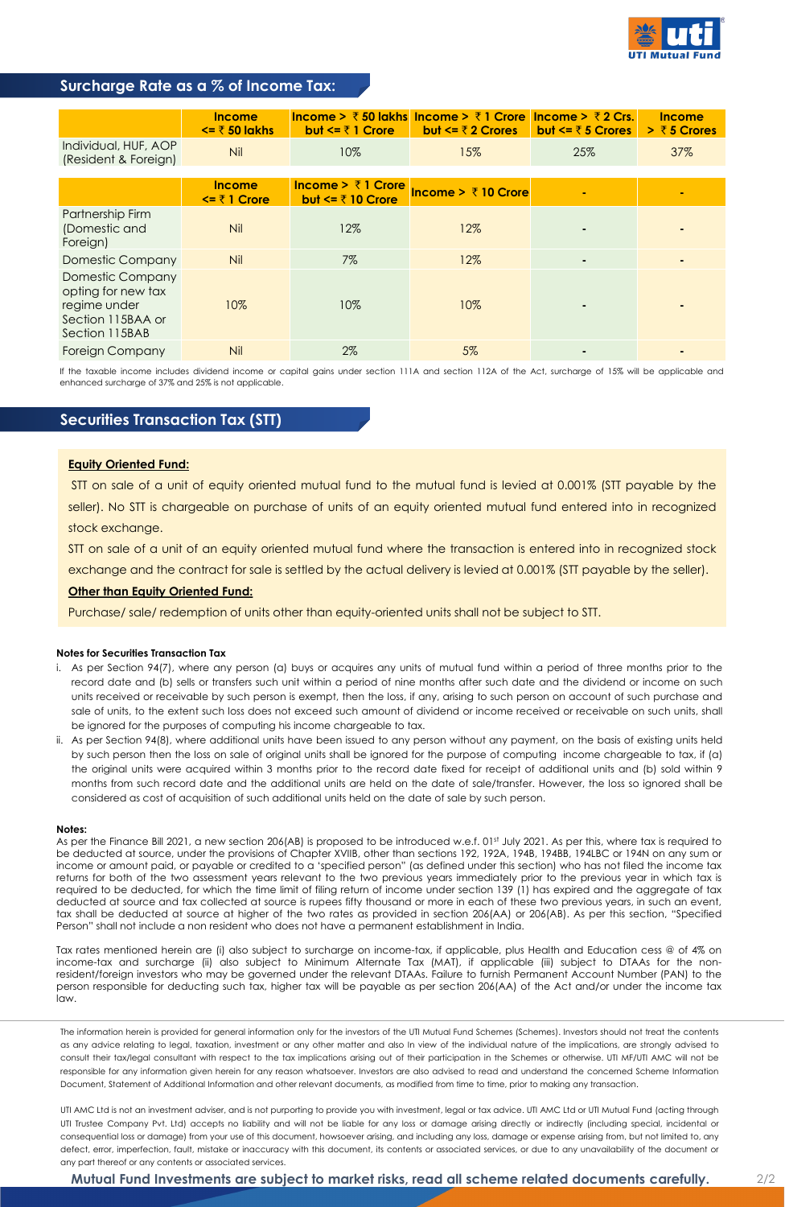## Surcharge Rate as a % of Income Tax:

| | Income <= ₹ 50 lakhs | Income > ₹ 50 lakhs but <= ₹ 1 Crore | Income > ₹ 1 Crore but <= ₹ 2 Crores | Income > ₹ 2 Crs. but <= ₹ 5 Crores | Income > ₹ 5 Crores |
|---|---|---|---|---|---|
| Individual, HUF, AOP (Resident & Foreign) | Nil | 10% | 15% | 25% | 37% |

| | Income <= ₹ 1 Crore | Income > ₹ 1 Crore but <= ₹ 10 Crore | Income > ₹ 10 Crore | - | - |
|---|---|---|---|---|---|
| Partnership Firm (Domestic and Foreign) | Nil | 12% | 12% | - | - |
| Domestic Company | Nil | 7% | 12% | - | - |
| Domestic Company opting for new tax regime under Section 115BAA or Section 115BAB | 10% | 10% | 10% | - | - |
| Foreign Company | Nil | 2% | 5% | - | - |

If the taxable income includes dividend income or capital gains under section 111A and section 112A of the Act, surcharge of 15% will be applicable and enhanced surcharge of 37% and 25% is not applicable.

## Securities Transaction Tax (STT)

**Equity Oriented Fund:**

STT on sale of a unit of equity oriented mutual fund to the mutual fund is levied at 0.001% (STT payable by the seller). No STT is chargeable on purchase of units of an equity oriented mutual fund entered into in recognized stock exchange.

STT on sale of a unit of an equity oriented mutual fund where the transaction is entered into in recognized stock exchange and the contract for sale is settled by the actual delivery is levied at 0.001% (STT payable by the seller).

**Other than Equity Oriented Fund:**

Purchase/ sale/ redemption of units other than equity-oriented units shall not be subject to STT.

**Notes for Securities Transaction Tax**

i. As per Section 94(7), where any person (a) buys or acquires any units of mutual fund within a period of three months prior to the record date and (b) sells or transfers such unit within a period of nine months after such date and the dividend or income on such units received or receivable by such person is exempt, then the loss, if any, arising to such person on account of such purchase and sale of units, to the extent such loss does not exceed such amount of dividend or income received or receivable on such units, shall be ignored for the purposes of computing his income chargeable to tax.

ii. As per Section 94(8), where additional units have been issued to any person without any payment, on the basis of existing units held by such person then the loss on sale of original units shall be ignored for the purpose of computing income chargeable to tax, if (a) the original units were acquired within 3 months prior to the record date fixed for receipt of additional units and (b) sold within 9 months from such record date and the additional units are held on the date of sale/transfer. However, the loss so ignored shall be considered as cost of acquisition of such additional units held on the date of sale by such person.

**Notes:**

As per the Finance Bill 2021, a new section 206(AB) is proposed to be introduced w.e.f. 01st July 2021. As per this, where tax is required to be deducted at source, under the provisions of Chapter XVIIB, other than sections 192, 192A, 194B, 194BB, 194LBC or 194N on any sum or income or amount paid, or payable or credited to a 'specified person" (as defined under this section) who has not filed the income tax returns for both of the two assessment years relevant to the two previous years immediately prior to the previous year in which tax is required to be deducted, for which the time limit of filing return of income under section 139 (1) has expired and the aggregate of tax deducted at source and tax collected at source is rupees fifty thousand or more in each of these two previous years, in such an event, tax shall be deducted at source at higher of the two rates as provided in section 206(AA) or 206(AB). As per this section, "Specified Person" shall not include a non resident who does not have a permanent establishment in India.

Tax rates mentioned herein are (i) also subject to surcharge on income-tax, if applicable, plus Health and Education cess @ of 4% on income-tax and surcharge (ii) also subject to Minimum Alternate Tax (MAT), if applicable (iii) subject to DTAAs for the non-resident/foreign investors who may be governed under the relevant DTAAs. Failure to furnish Permanent Account Number (PAN) to the person responsible for deducting such tax, higher tax will be payable as per section 206(AA) of the Act and/or under the income tax law.

The information herein is provided for general information only for the investors of the UTI Mutual Fund Schemes (Schemes). Investors should not treat the contents as any advice relating to legal, taxation, investment or any other matter and also In view of the individual nature of the implications, are strongly advised to consult their tax/legal consultant with respect to the tax implications arising out of their participation in the Schemes or otherwise. UTI MF/UTI AMC will not be responsible for any information given herein for any reason whatsoever. Investors are also advised to read and understand the concerned Scheme Information Document, Statement of Additional Information and other relevant documents, as modified from time to time, prior to making any transaction.

UTI AMC Ltd is not an investment adviser, and is not purporting to provide you with investment, legal or tax advice. UTI AMC Ltd or UTI Mutual Fund (acting through UTI Trustee Company Pvt. Ltd) accepts no liability and will not be liable for any loss or damage arising directly or indirectly (including special, incidental or consequential loss or damage) from your use of this document, howsoever arising, and including any loss, damage or expense arising from, but not limited to, any defect, error, imperfection, fault, mistake or inaccuracy with this document, its contents or associated services, or due to any unavailability of the document or any part thereof or any contents or associated services.

**Mutual Fund Investments are subject to market risks, read all scheme related documents carefully.**